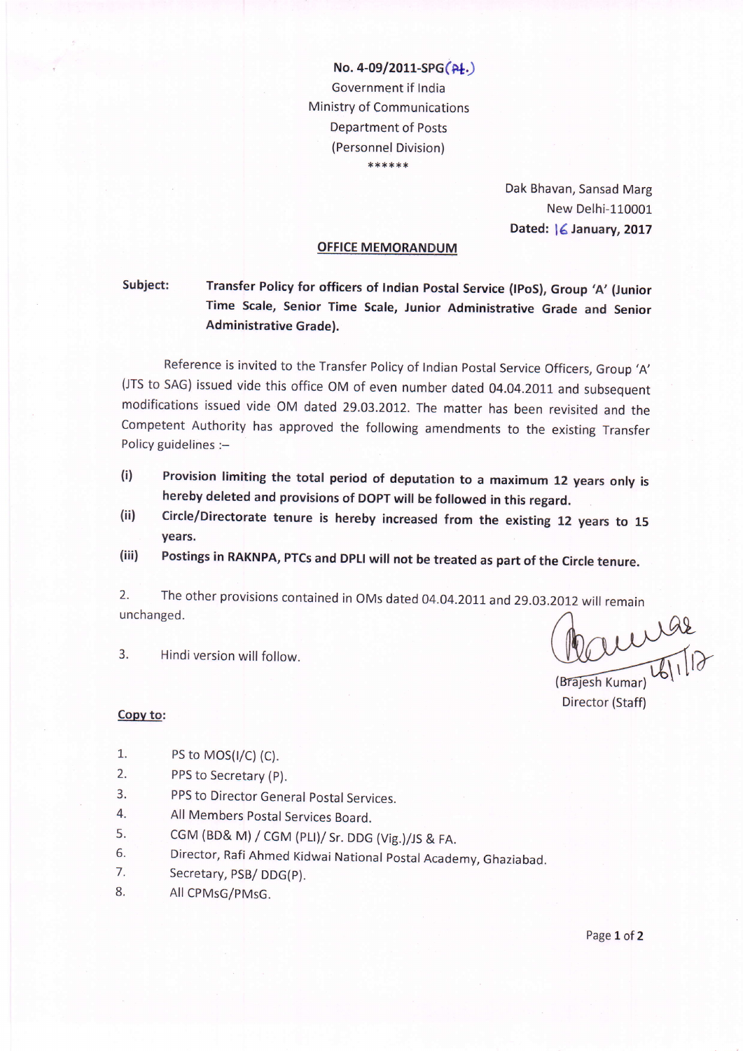No. 4-09/2011-SPG(Pt.)

Government if India

Ministry of Communications

Department of Posts

(Personnel Division)

\*\*\*\*\*\*

Dak Bhavan, Sansad Marg

New Delhi-110001

**Dated: 16 January, 2017**

**OFFICE MEMORANDUM**

**Subject:** **Transfer Policy for officers of Indian Postal Service (IPoS), Group 'A' (Junior Time Scale, Senior Time Scale, Junior Administrative Grade and Senior Administrative Grade).**

Reference is invited to the Transfer Policy of Indian Postal Service Officers, Group 'A' (JTS to SAG) issued vide this office OM of even number dated 04.04.2011 and subsequent modifications issued vide OM dated 29.03.2012. The matter has been revisited and the Competent Authority has approved the following amendments to the existing Transfer Policy guidelines :–

(i) **Provision limiting the total period of deputation to a maximum 12 years only is hereby deleted and provisions of DOPT will be followed in this regard.**

(ii) **Circle/Directorate tenure is hereby increased from the existing 12 years to 15 years.**

(iii) **Postings in RAKNPA, PTCs and DPLI will not be treated as part of the Circle tenure.**

2. The other provisions contained in OMs dated 04.04.2011 and 29.03.2012 will remain unchanged.

3. Hindi version will follow.

16/1/17

(Brajesh Kumar)

Director (Staff)

**Copy to:**

1. PS to MOS(I/C) (C).
2. PPS to Secretary (P).
3. PPS to Director General Postal Services.
4. All Members Postal Services Board.
5. CGM (BD& M) / CGM (PLI)/ Sr. DDG (Vig.)/JS & FA.
6. Director, Rafi Ahmed Kidwai National Postal Academy, Ghaziabad.
7. Secretary, PSB/ DDG(P).
8. All CPMsG/PMsG.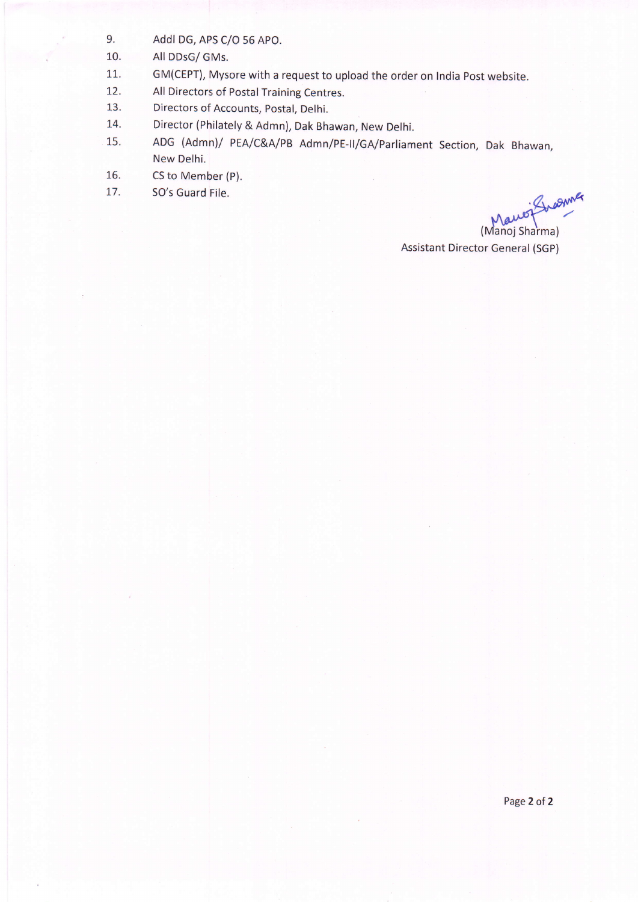9. Addl DG, APS C/O 56 APO.
10. All DDsG/ GMs.
11. GM(CEPT), Mysore with a request to upload the order on India Post website.
12. All Directors of Postal Training Centres.
13. Directors of Accounts, Postal, Delhi.
14. Director (Philately & Admn), Dak Bhawan, New Delhi.
15. ADG (Admn)/ PEA/C&A/PB Admn/PE-II/GA/Parliament Section, Dak Bhawan, New Delhi.
16. CS to Member (P).
17. SO's Guard File.

(Manoj Sharma)
Assistant Director General (SGP)